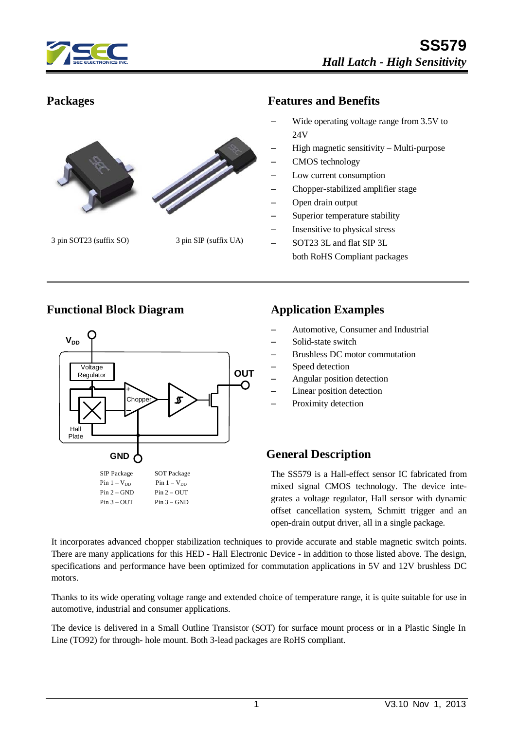# SS579

*Hall Latch - High Sensitivity*

## Packages

3 pin SOT23 (suffix SO)

3 pin SIP (suffix UA)

## Features and Benefits

- Wide operating voltage range from 3.5V to 24V
- High magnetic sensitivity – Multi-purpose
- CMOS technology
- Low current consumption
- Chopper-stabilized amplifier stage
- Open drain output
- Superior temperature stability
- Insensitive to physical stress
- SOT23 3L and flat SIP 3L both RoHS Compliant packages

## Functional Block Diagram

$V_{DD}$

Voltage Regulator

Chopper

Hall Plate

OUT

GND

| SIP Package | SOT Package |
|---|---|
| Pin 1 – $V_{DD}$ | Pin 1 – $V_{DD}$ |
| Pin 2 – GND | Pin 2 – OUT |
| Pin 3 – OUT | Pin 3 – GND |

## Application Examples

- Automotive, Consumer and Industrial
- Solid-state switch
- Brushless DC motor commutation
- Speed detection
- Angular position detection
- Linear position detection
- Proximity detection

## General Description

The SS579 is a Hall-effect sensor IC fabricated from mixed signal CMOS technology. The device integrates a voltage regulator, Hall sensor with dynamic offset cancellation system, Schmitt trigger and an open-drain output driver, all in a single package.

It incorporates advanced chopper stabilization techniques to provide accurate and stable magnetic switch points. There are many applications for this HED - Hall Electronic Device - in addition to those listed above. The design, specifications and performance have been optimized for commutation applications in 5V and 12V brushless DC motors.

Thanks to its wide operating voltage range and extended choice of temperature range, it is quite suitable for use in automotive, industrial and consumer applications.

The device is delivered in a Small Outline Transistor (SOT) for surface mount process or in a Plastic Single In Line (TO92) for through- hole mount. Both 3-lead packages are RoHS compliant.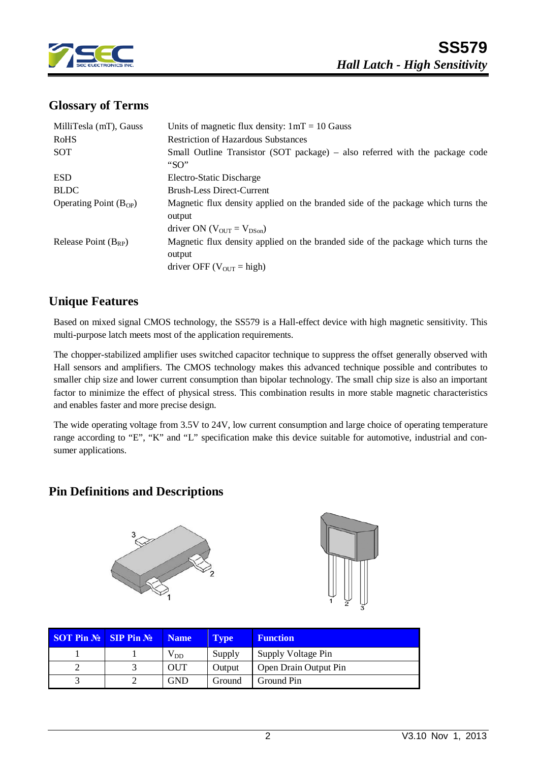## Glossary of Terms

| | |
|---|---|
| MilliTesla (mT), Gauss | Units of magnetic flux density: 1mT = 10 Gauss |
| RoHS | Restriction of Hazardous Substances |
| SOT | Small Outline Transistor (SOT package) – also referred with the package code "SO" |
| ESD | Electro-Static Discharge |
| BLDC | Brush-Less Direct-Current |
| Operating Point ($B_{OP}$) | Magnetic flux density applied on the branded side of the package which turns the output driver ON ($V_{OUT} = V_{DSon}$) |
| Release Point ($B_{RP}$) | Magnetic flux density applied on the branded side of the package which turns the output driver OFF ($V_{OUT}$ = high) |

## Unique Features

Based on mixed signal CMOS technology, the SS579 is a Hall-effect device with high magnetic sensitivity. This multi-purpose latch meets most of the application requirements.

The chopper-stabilized amplifier uses switched capacitor technique to suppress the offset generally observed with Hall sensors and amplifiers. The CMOS technology makes this advanced technique possible and contributes to smaller chip size and lower current consumption than bipolar technology. The small chip size is also an important factor to minimize the effect of physical stress. This combination results in more stable magnetic characteristics and enables faster and more precise design.

The wide operating voltage from 3.5V to 24V, low current consumption and large choice of operating temperature range according to "E", "K" and "L" specification make this device suitable for automotive, industrial and consumer applications.

## Pin Definitions and Descriptions

| SOT Pin № | SIP Pin № | Name | Type | Function |
|---|---|---|---|---|
| 1 | 1 | $V_{DD}$ | Supply | Supply Voltage Pin |
| 2 | 3 | OUT | Output | Open Drain Output Pin |
| 3 | 2 | GND | Ground | Ground Pin |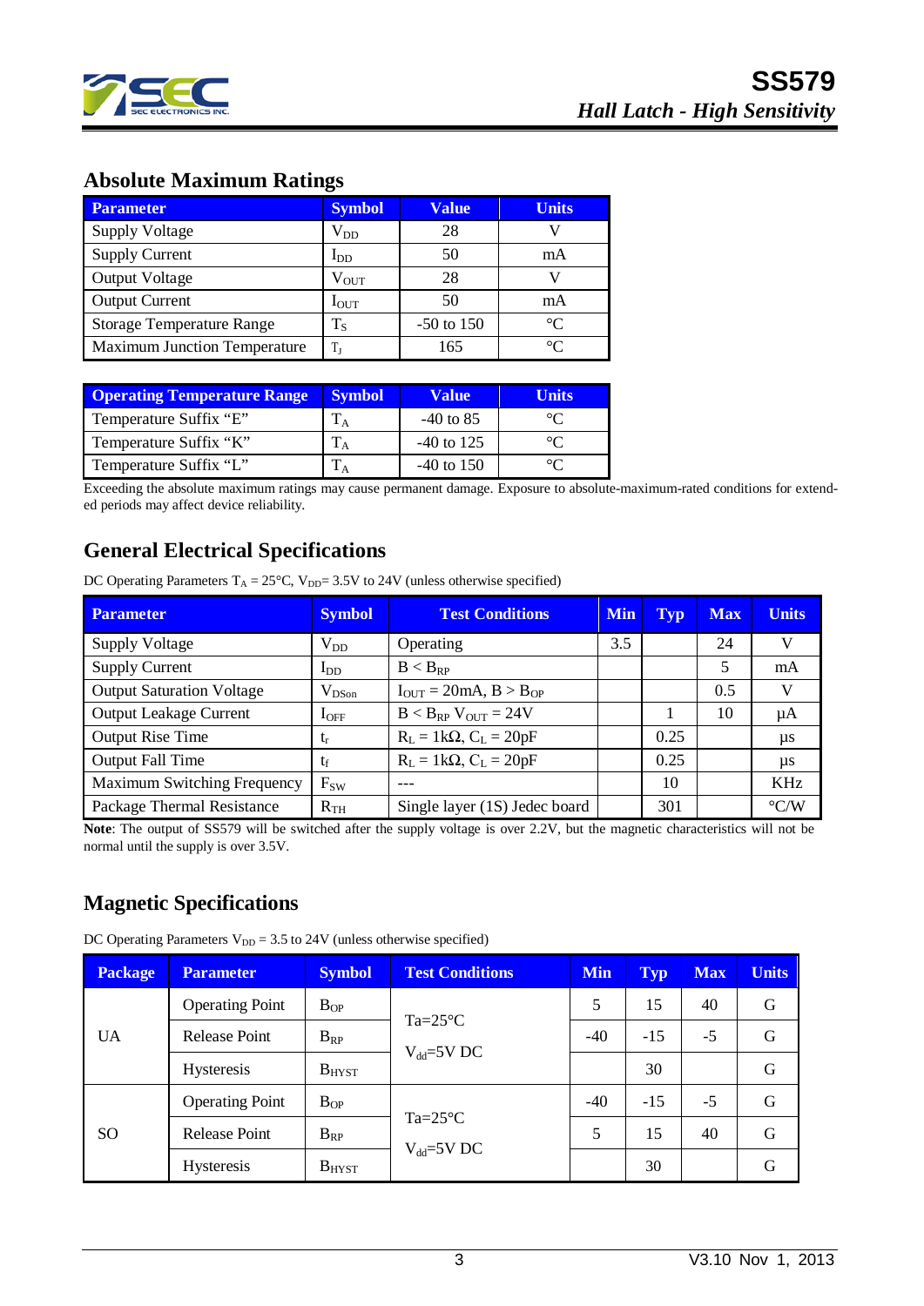## Absolute Maximum Ratings

| Parameter | Symbol | Value | Units |
|---|---|---|---|
| Supply Voltage | $V_{DD}$ | 28 | V |
| Supply Current | $I_{DD}$ | 50 | mA |
| Output Voltage | $V_{OUT}$ | 28 | V |
| Output Current | $I_{OUT}$ | 50 | mA |
| Storage Temperature Range | $T_S$ | -50 to 150 | °C |
| Maximum Junction Temperature | $T_J$ | 165 | °C |

| Operating Temperature Range | Symbol | Value | Units |
|---|---|---|---|
| Temperature Suffix “E” | $T_A$ | -40 to 85 | °C |
| Temperature Suffix “K” | $T_A$ | -40 to 125 | °C |
| Temperature Suffix “L” | $T_A$ | -40 to 150 | °C |

Exceeding the absolute maximum ratings may cause permanent damage. Exposure to absolute-maximum-rated conditions for extended periods may affect device reliability.

## General Electrical Specifications

DC Operating Parameters $T_A$ = 25°C, $V_{DD}$= 3.5V to 24V (unless otherwise specified)

| Parameter | Symbol | Test Conditions | Min | Typ | Max | Units |
|---|---|---|---|---|---|---|
| Supply Voltage | $V_{DD}$ | Operating | 3.5 | | 24 | V |
| Supply Current | $I_{DD}$ | $B < B_{RP}$ | | | 5 | mA |
| Output Saturation Voltage | $V_{DSon}$ | $I_{OUT}$ = 20mA, $B > B_{OP}$ | | | 0.5 | V |
| Output Leakage Current | $I_{OFF}$ | $B < B_{RP}$ $V_{OUT}$ = 24V | | 1 | 10 | μA |
| Output Rise Time | $t_r$ | $R_L$ = 1kΩ, $C_L$ = 20pF | | 0.25 | | μs |
| Output Fall Time | $t_f$ | $R_L$ = 1kΩ, $C_L$ = 20pF | | 0.25 | | μs |
| Maximum Switching Frequency | $F_{SW}$ | --- | | 10 | | KHz |
| Package Thermal Resistance | $R_{TH}$ | Single layer (1S) Jedec board | | 301 | | °C/W |

**Note**: The output of SS579 will be switched after the supply voltage is over 2.2V, but the magnetic characteristics will not be normal until the supply is over 3.5V.

## Magnetic Specifications

DC Operating Parameters $V_{DD}$ = 3.5 to 24V (unless otherwise specified)

| Package | Parameter | Symbol | Test Conditions | Min | Typ | Max | Units |
|---|---|---|---|---|---|---|---|
| UA | Operating Point | $B_{OP}$ | Ta=25°C $V_{dd}$=5V DC | 5 | 15 | 40 | G |
| | Release Point | $B_{RP}$ | | -40 | -15 | -5 | G |
| | Hysteresis | $B_{HYST}$ | | | 30 | | G |
| SO | Operating Point | $B_{OP}$ | Ta=25°C $V_{dd}$=5V DC | -40 | -15 | -5 | G |
| | Release Point | $B_{RP}$ | | 5 | 15 | 40 | G |
| | Hysteresis | $B_{HYST}$ | | | 30 | | G |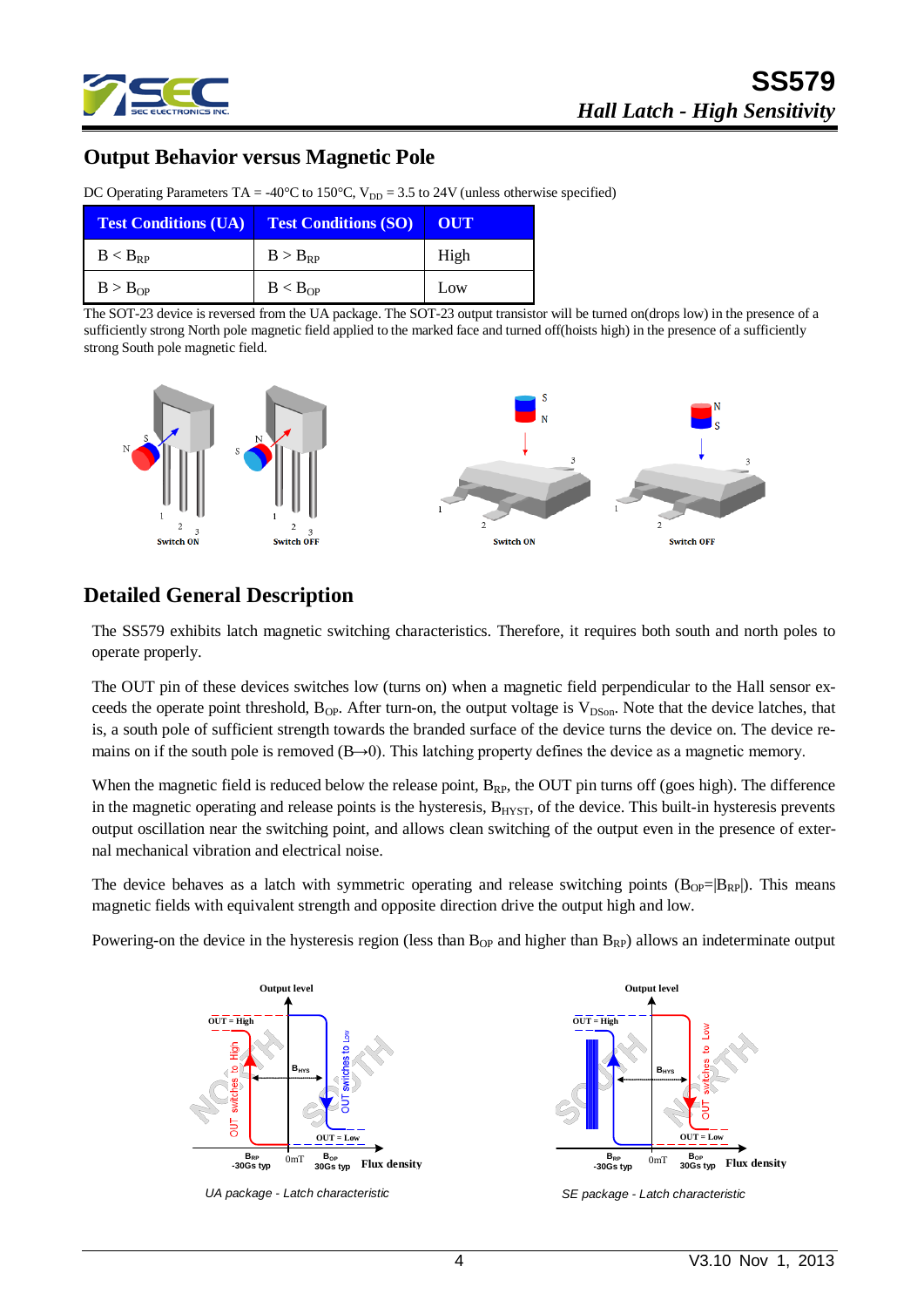## Output Behavior versus Magnetic Pole

DC Operating Parameters TA = -40°C to 150°C, $V_{DD}$ = 3.5 to 24V (unless otherwise specified)

| Test Conditions (UA) | Test Conditions (SO) | OUT |
|---|---|---|
| $B < B_{RP}$ | $B > B_{RP}$ | High |
| $B > B_{OP}$ | $B < B_{OP}$ | Low |

The SOT-23 device is reversed from the UA package. The SOT-23 output transistor will be turned on(drops low) in the presence of a sufficiently strong North pole magnetic field applied to the marked face and turned off(hoists high) in the presence of a sufficiently strong South pole magnetic field.

Switch ON　Switch OFF　Switch ON　Switch OFF

## Detailed General Description

The SS579 exhibits latch magnetic switching characteristics. Therefore, it requires both south and north poles to operate properly.

The OUT pin of these devices switches low (turns on) when a magnetic field perpendicular to the Hall sensor exceeds the operate point threshold, $B_{OP}$. After turn-on, the output voltage is $V_{DSon}$. Note that the device latches, that is, a south pole of sufficient strength towards the branded surface of the device turns the device on. The device remains on if the south pole is removed ($B \rightarrow 0$). This latching property defines the device as a magnetic memory.

When the magnetic field is reduced below the release point, $B_{RP}$, the OUT pin turns off (goes high). The difference in the magnetic operating and release points is the hysteresis, $B_{HYST}$, of the device. This built-in hysteresis prevents output oscillation near the switching point, and allows clean switching of the output even in the presence of external mechanical vibration and electrical noise.

The device behaves as a latch with symmetric operating and release switching points ($B_{OP}=|B_{RP}|$). This means magnetic fields with equivalent strength and opposite direction drive the output high and low.

Powering-on the device in the hysteresis region (less than $B_{OP}$ and higher than $B_{RP}$) allows an indeterminate output

*UA package - Latch characteristic*

*SE package - Latch characteristic*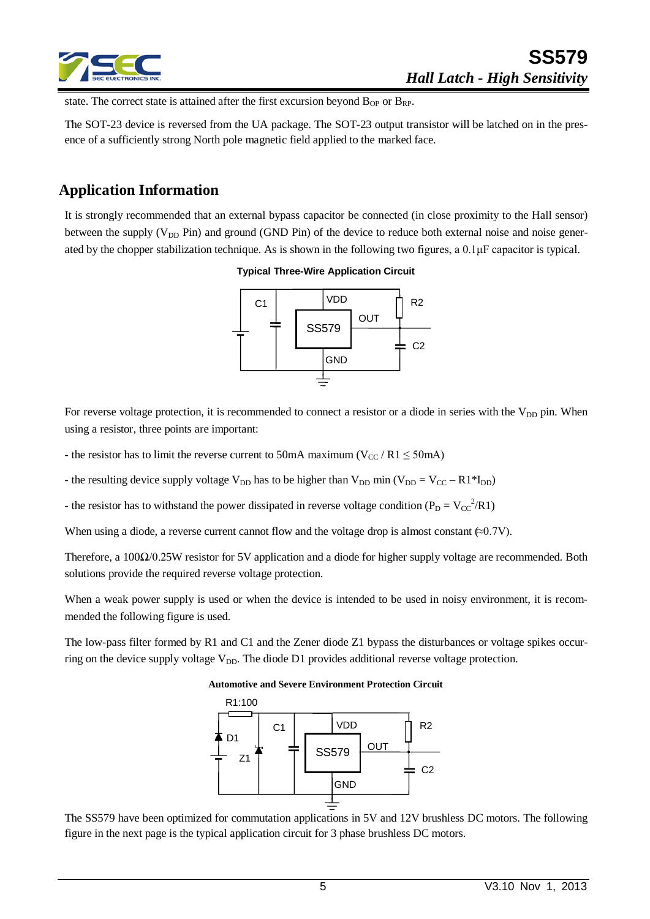state. The correct state is attained after the first excursion beyond $B_{OP}$ or $B_{RP}$.

The SOT-23 device is reversed from the UA package. The SOT-23 output transistor will be latched on in the presence of a sufficiently strong North pole magnetic field applied to the marked face.

## Application Information

It is strongly recommended that an external bypass capacitor be connected (in close proximity to the Hall sensor) between the supply ($V_{DD}$ Pin) and ground (GND Pin) of the device to reduce both external noise and noise generated by the chopper stabilization technique. As is shown in the following two figures, a 0.1μF capacitor is typical.

**Typical Three-Wire Application Circuit**

C1, VDD, SS579, OUT, GND, R2, C2

For reverse voltage protection, it is recommended to connect a resistor or a diode in series with the $V_{DD}$ pin. When using a resistor, three points are important:

- the resistor has to limit the reverse current to 50mA maximum ($V_{CC}$ / R1 ≤ 50mA)

- the resulting device supply voltage $V_{DD}$ has to be higher than $V_{DD}$ min ($V_{DD} = V_{CC} – R1*I_{DD}$)

- the resistor has to withstand the power dissipated in reverse voltage condition ($P_D = V_{CC}^2/R1$)

When using a diode, a reverse current cannot flow and the voltage drop is almost constant (≈0.7V).

Therefore, a 100Ω/0.25W resistor for 5V application and a diode for higher supply voltage are recommended. Both solutions provide the required reverse voltage protection.

When a weak power supply is used or when the device is intended to be used in noisy environment, it is recommended the following figure is used.

The low-pass filter formed by R1 and C1 and the Zener diode Z1 bypass the disturbances or voltage spikes occurring on the device supply voltage $V_{DD}$. The diode D1 provides additional reverse voltage protection.

**Automotive and Severe Environment Protection Circuit**

R1:100, D1, Z1, C1, VDD, SS579, OUT, GND, R2, C2

The SS579 have been optimized for commutation applications in 5V and 12V brushless DC motors. The following figure in the next page is the typical application circuit for 3 phase brushless DC motors.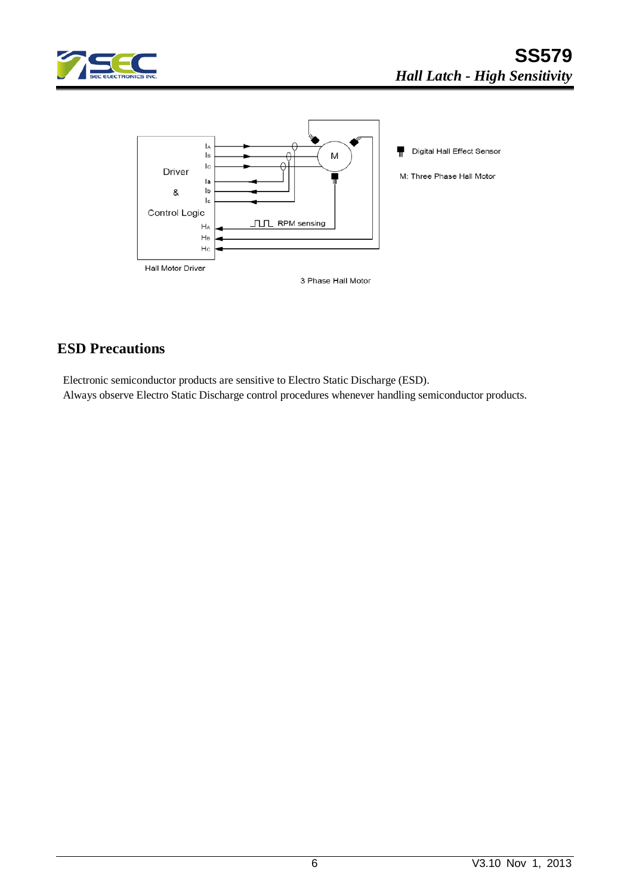Driver

&

Control Logic

$I_A$
$I_B$
$I_C$
$I_a$
$I_b$
$I_c$
$H_A$
$H_B$
$H_C$

RPM sensing

M

Hall Motor Driver

3 Phase Hall Motor

Digital Hall Effect Sensor

M: Three Phase Hall Motor

## ESD Precautions

Electronic semiconductor products are sensitive to Electro Static Discharge (ESD).
Always observe Electro Static Discharge control procedures whenever handling semiconductor products.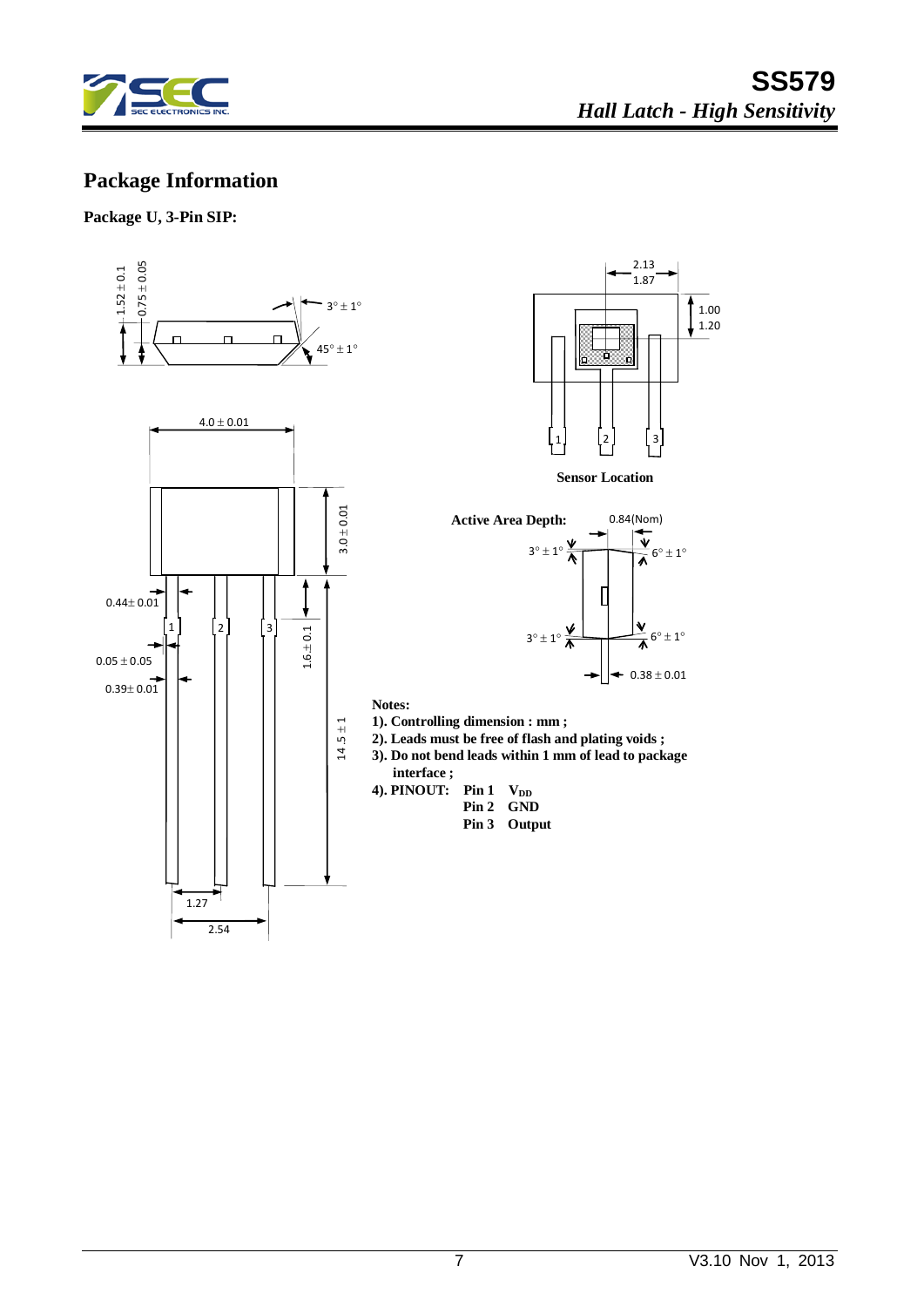## Package Information

**Package U, 3-Pin SIP:**

**Sensor Location**

**Active Area Depth:** 0.84(Nom)

**Notes:**

1). Controlling dimension : mm ;

2). Leads must be free of flash and plating voids ;

3). Do not bend leads within 1 mm of lead to package interface ;

4). PINOUT:

| Pin | Function |
|---|---|
| Pin 1 | $V_{DD}$ |
| Pin 2 | GND |
| Pin 3 | Output |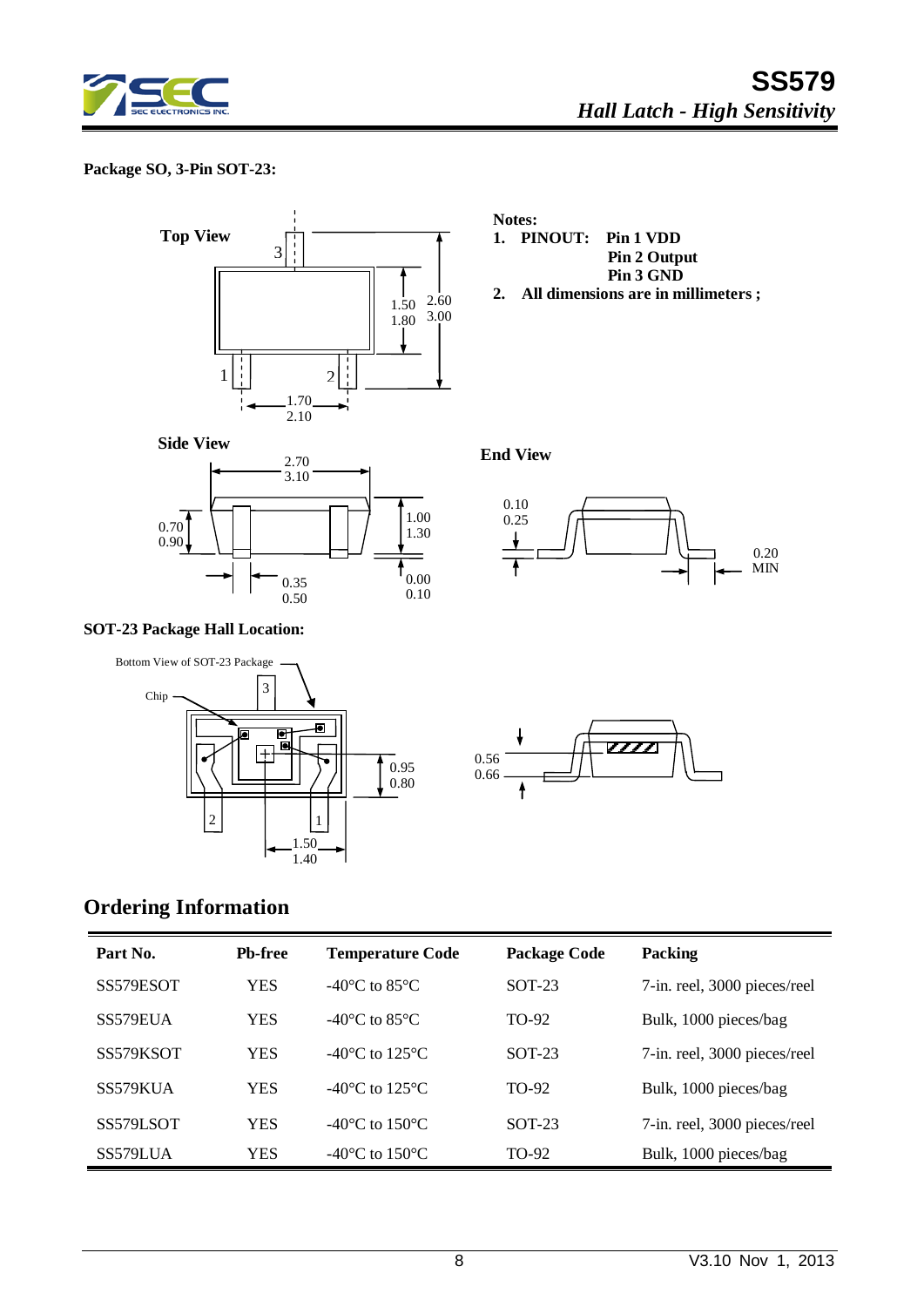**Package SO, 3-Pin SOT-23:**

Top View

3

1.50
1.80

2.60
3.00

1

2

1.70
2.10

**Notes:**

1. **PINOUT:** **Pin 1 VDD**
   **Pin 2 Output**
   **Pin 3 GND**
2. **All dimensions are in millimeters ;**

Side View

2.70
3.10

0.70
0.90

1.00
1.30

0.35
0.50

0.00
0.10

End View

0.10
0.25

0.20
MIN

**SOT-23 Package Hall Location:**

Bottom View of SOT-23 Package

Chip

3

0.95
0.80

2

1

1.50
1.40

0.56
0.66

## Ordering Information

| Part No. | Pb-free | Temperature Code | Package Code | Packing |
|---|---|---|---|---|
| SS579ESOT | YES | -40°C to 85°C | SOT-23 | 7-in. reel, 3000 pieces/reel |
| SS579EUA | YES | -40°C to 85°C | TO-92 | Bulk, 1000 pieces/bag |
| SS579KSOT | YES | -40°C to 125°C | SOT-23 | 7-in. reel, 3000 pieces/reel |
| SS579KUA | YES | -40°C to 125°C | TO-92 | Bulk, 1000 pieces/bag |
| SS579LSOT | YES | -40°C to 150°C | SOT-23 | 7-in. reel, 3000 pieces/reel |
| SS579LUA | YES | -40°C to 150°C | TO-92 | Bulk, 1000 pieces/bag |